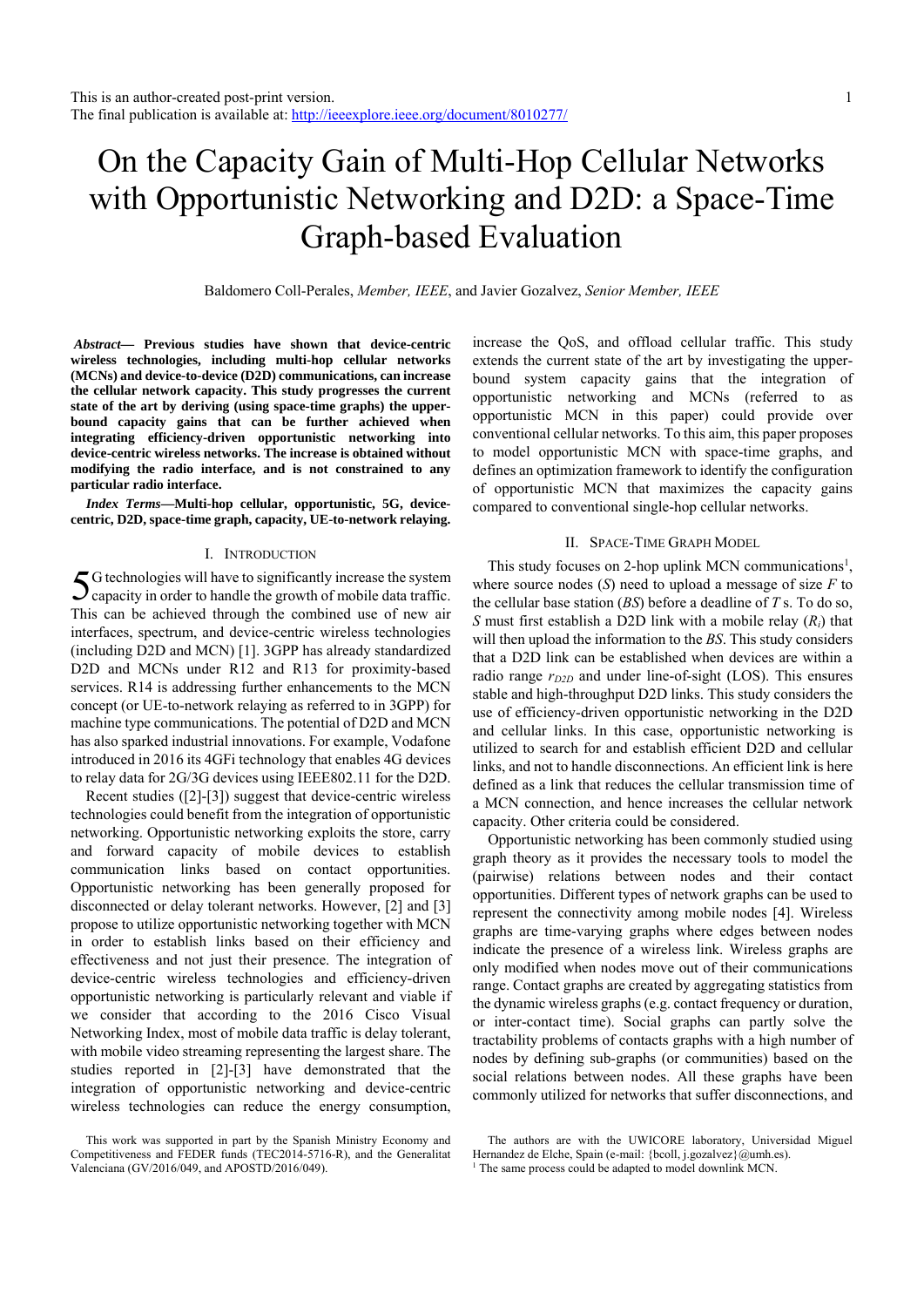This is an author-created post-print version.
The final publication is available at: http://ieeexplore.ieee.org/document/8010277/

# On the Capacity Gain of Multi-Hop Cellular Networks with Opportunistic Networking and D2D: a Space-Time Graph-based Evaluation

Baldomero Coll-Perales, *Member, IEEE*, and Javier Gozalvez, *Senior Member, IEEE*

***Abstract*— Previous studies have shown that device-centric wireless technologies, including multi-hop cellular networks (MCNs) and device-to-device (D2D) communications, can increase the cellular network capacity. This study progresses the current state of the art by deriving (using space-time graphs) the upper-bound capacity gains that can be further achieved when integrating efficiency-driven opportunistic networking into device-centric wireless networks. The increase is obtained without modifying the radio interface, and is not constrained to any particular radio interface.**

***Index Terms*—Multi-hop cellular, opportunistic, 5G, device-centric, D2D, space-time graph, capacity, UE-to-network relaying.**

## I. Introduction

5G technologies will have to significantly increase the system capacity in order to handle the growth of mobile data traffic. This can be achieved through the combined use of new air interfaces, spectrum, and device-centric wireless technologies (including D2D and MCN) [1]. 3GPP has already standardized D2D and MCNs under R12 and R13 for proximity-based services. R14 is addressing further enhancements to the MCN concept (or UE-to-network relaying as referred to in 3GPP) for machine type communications. The potential of D2D and MCN has also sparked industrial innovations. For example, Vodafone introduced in 2016 its 4GFi technology that enables 4G devices to relay data for 2G/3G devices using IEEE802.11 for the D2D.

Recent studies ([2]-[3]) suggest that device-centric wireless technologies could benefit from the integration of opportunistic networking. Opportunistic networking exploits the store, carry and forward capacity of mobile devices to establish communication links based on contact opportunities. Opportunistic networking has been generally proposed for disconnected or delay tolerant networks. However, [2] and [3] propose to utilize opportunistic networking together with MCN in order to establish links based on their efficiency and effectiveness and not just their presence. The integration of device-centric wireless technologies and efficiency-driven opportunistic networking is particularly relevant and viable if we consider that according to the 2016 Cisco Visual Networking Index, most of mobile data traffic is delay tolerant, with mobile video streaming representing the largest share. The studies reported in [2]-[3] have demonstrated that the integration of opportunistic networking and device-centric wireless technologies can reduce the energy consumption, increase the QoS, and offload cellular traffic. This study extends the current state of the art by investigating the upper-bound system capacity gains that the integration of opportunistic networking and MCNs (referred to as opportunistic MCN in this paper) could provide over conventional cellular networks. To this aim, this paper proposes to model opportunistic MCN with space-time graphs, and defines an optimization framework to identify the configuration of opportunistic MCN that maximizes the capacity gains compared to conventional single-hop cellular networks.

## II. Space-Time Graph Model

This study focuses on 2-hop uplink MCN communications[1], where source nodes (*S*) need to upload a message of size *F* to the cellular base station (*BS*) before a deadline of *T* s. To do so, *S* must first establish a D2D link with a mobile relay ($R_i$) that will then upload the information to the *BS*. This study considers that a D2D link can be established when devices are within a radio range $r_{D2D}$ and under line-of-sight (LOS). This ensures stable and high-throughput D2D links. This study considers the use of efficiency-driven opportunistic networking in the D2D and cellular links. In this case, opportunistic networking is utilized to search for and establish efficient D2D and cellular links, and not to handle disconnections. An efficient link is here defined as a link that reduces the cellular transmission time of a MCN connection, and hence increases the cellular network capacity. Other criteria could be considered.

Opportunistic networking has been commonly studied using graph theory as it provides the necessary tools to model the (pairwise) relations between nodes and their contact opportunities. Different types of network graphs can be used to represent the connectivity among mobile nodes [4]. Wireless graphs are time-varying graphs where edges between nodes indicate the presence of a wireless link. Wireless graphs are only modified when nodes move out of their communications range. Contact graphs are created by aggregating statistics from the dynamic wireless graphs (e.g. contact frequency or duration, or inter-contact time). Social graphs can partly solve the tractability problems of contacts graphs with a high number of nodes by defining sub-graphs (or communities) based on the social relations between nodes. All these graphs have been commonly utilized for networks that suffer disconnections, and

This work was supported in part by the Spanish Ministry Economy and Competitiveness and FEDER funds (TEC2014-5716-R), and the Generalitat Valenciana (GV/2016/049, and APOSTD/2016/049).

The authors are with the UWICORE laboratory, Universidad Miguel Hernandez de Elche, Spain (e-mail: {bcoll, j.gozalvez}@umh.es).

[1] The same process could be adapted to model downlink MCN.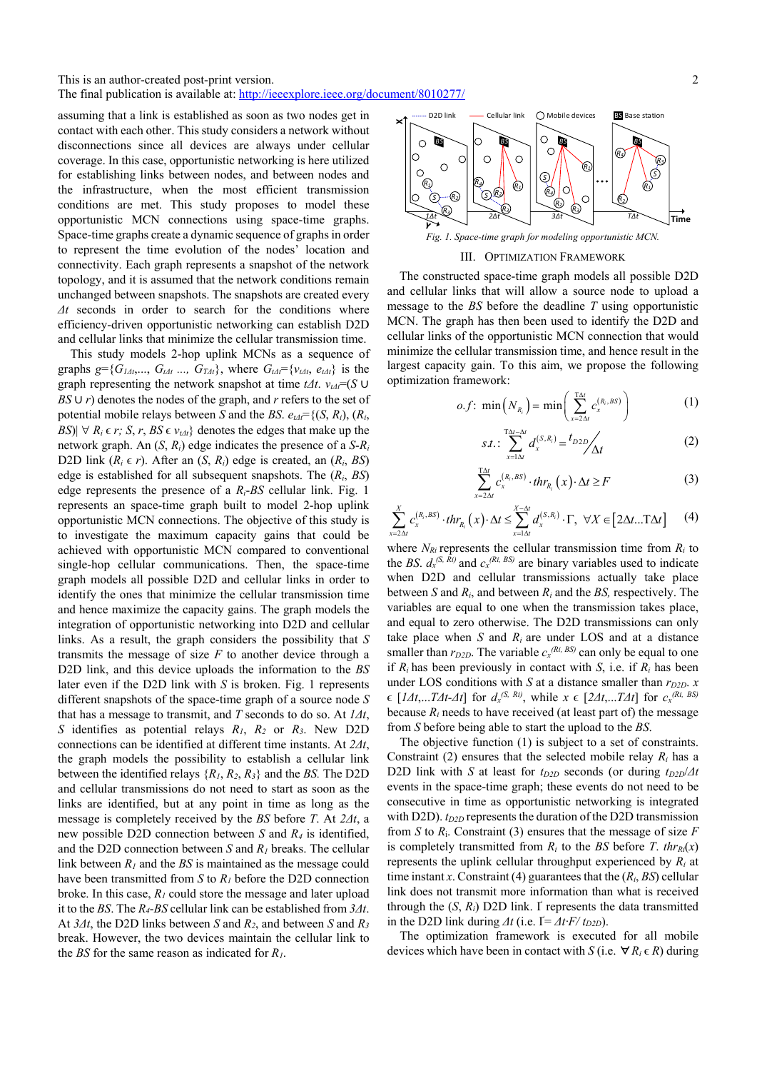This is an author-created post-print version.
The final publication is available at: http://ieeexplore.ieee.org/document/8010277/

assuming that a link is established as soon as two nodes get in contact with each other. This study considers a network without disconnections since all devices are always under cellular coverage. In this case, opportunistic networking is here utilized for establishing links between nodes, and between nodes and the infrastructure, when the most efficient transmission conditions are met. This study proposes to model opportunistic MCN connections using space-time graphs. Space-time graphs create a dynamic sequence of graphs in order to represent the time evolution of the nodes' location and connectivity. Each graph represents a snapshot of the network topology, and it is assumed that the network conditions remain unchanged between snapshots. The snapshots are created every $\Delta t$ seconds in order to search for the conditions where efficiency-driven opportunistic networking can establish D2D and cellular links that minimize the cellular transmission time.

This study models 2-hop uplink MCNs as a sequence of graphs $g=\{G_{1\Delta t},..., G_{t\Delta t} ..., G_{T\Delta t}\}$, where $G_{t\Delta t}=\{v_{t\Delta t}, e_{t\Delta t}\}$ is the graph representing the network snapshot at time $t\Delta t$. $v_{t\Delta t}=(S \cup BS \cup r)$ denotes the nodes of the graph, and $r$ refers to the set of potential mobile relays between $S$ and the $BS$. $e_{t\Delta t}=\{(S, R_i), (R_i, BS) | \forall R_i \in r; S, r, BS \in v_{t\Delta t}\}$ denotes the edges that make up the network graph. An $(S, R_i)$ edge indicates the presence of a $S$-$R_i$ D2D link ($R_i \in r$). After an $(S, R_i)$ edge is created, an $(R_i, BS)$ edge is established for all subsequent snapshots. The $(R_i, BS)$ edge represents the presence of a $R_i$-$BS$ cellular link. Fig. 1 represents an space-time graph built to model 2-hop uplink opportunistic MCN connections. The objective of this study is to investigate the maximum capacity gains that could be achieved with opportunistic MCN compared to conventional single-hop cellular communications. Then, the space-time graph models all possible D2D and cellular links in order to identify the ones that minimize the cellular transmission time and hence maximize the capacity gains. The graph models the integration of opportunistic networking into D2D and cellular links. As a result, the graph considers the possibility that $S$ transmits the message of size $F$ to another device through a D2D link, and this device uploads the information to the $BS$ later even if the D2D link with $S$ is broken. Fig. 1 represents different snapshots of the space-time graph of a source node $S$ that has a message to transmit, and $T$ seconds to do so. At $1\Delta t$, $S$ identifies as potential relays $R_1$, $R_2$ or $R_3$. New D2D connections can be identified at different time instants. At $2\Delta t$, the graph models the possibility to establish a cellular link between the identified relays $\{R_1, R_2, R_3\}$ and the $BS$. The D2D and cellular transmissions do not need to start as soon as the links are identified, but at any point in time as long as the message is completely received by the $BS$ before $T$. At $2\Delta t$, a new possible D2D connection between $S$ and $R_4$ is identified, and the D2D connection between $S$ and $R_1$ breaks. The cellular link between $R_1$ and the $BS$ is maintained as the message could have been transmitted from $S$ to $R_1$ before the D2D connection broke. In this case, $R_1$ could store the message and later upload it to the $BS$. The $R_4$-$BS$ cellular link can be established from $3\Delta t$. At $3\Delta t$, the D2D links between $S$ and $R_2$, and between $S$ and $R_3$ break. However, the two devices maintain the cellular link to the $BS$ for the same reason as indicated for $R_1$.

*Fig. 1. Space-time graph for modeling opportunistic MCN.*

## III. Optimization Framework

The constructed space-time graph models all possible D2D and cellular links that will allow a source node to upload a message to the $BS$ before the deadline $T$ using opportunistic MCN. The graph has then been used to identify the D2D and cellular links of the opportunistic MCN connection that would minimize the cellular transmission time, and hence result in the largest capacity gain. To this aim, we propose the following optimization framework:

$$o.f: \ \min\left(N_{R_i}\right) = \min\left(\sum_{x=2\Delta t}^{T\Delta t} c_x^{(R_i,BS)}\right) \tag{1}$$

$$s.t.: \sum_{x=1\Delta t}^{T\Delta t-\Delta t} d_x^{(S,R_i)} = t_{D2D} / \Delta t \tag{2}$$

$$\sum_{x=2\Delta t}^{T\Delta t} c_x^{(R_i,BS)} \cdot thr_{R_i}(x) \cdot \Delta t \geq F \tag{3}$$

$$\sum_{x=2\Delta t}^{X} c_x^{(R_i,BS)} \cdot thr_{R_i}(x) \cdot \Delta t \leq \sum_{x=1\Delta t}^{X-\Delta t} d_x^{(S,R_i)} \cdot \Gamma, \ \forall X \in [2\Delta t ... T\Delta t] \tag{4}$$

where $N_{Ri}$ represents the cellular transmission time from $R_i$ to the $BS$. $d_x^{(S, Ri)}$ and $c_x^{(Ri, BS)}$ are binary variables used to indicate when D2D and cellular transmissions actually take place between $S$ and $R_i$, and between $R_i$ and the $BS$, respectively. The variables are equal to one when the transmission takes place, and equal to zero otherwise. The D2D transmissions can only take place when $S$ and $R_i$ are under LOS and at a distance smaller than $r_{D2D}$. The variable $c_x^{(Ri, BS)}$ can only be equal to one if $R_i$ has been previously in contact with $S$, i.e. if $R_i$ has been under LOS conditions with $S$ at a distance smaller than $r_{D2D}$. $x \in [1\Delta t,...T\Delta t\text{-}\Delta t]$ for $d_x^{(S, Ri)}$, while $x \in [2\Delta t,...T\Delta t]$ for $c_x^{(Ri, BS)}$ because $R_i$ needs to have received (at least part of) the message from $S$ before being able to start the upload to the $BS$.

The objective function (1) is subject to a set of constraints. Constraint (2) ensures that the selected mobile relay $R_i$ has a D2D link with $S$ at least for $t_{D2D}$ seconds (or during $t_{D2D}/\Delta t$ events in the space-time graph; these events do not need to be consecutive in time as opportunistic networking is integrated with D2D). $t_{D2D}$ represents the duration of the D2D transmission from $S$ to $R_i$. Constraint (3) ensures that the message of size $F$ is completely transmitted from $R_i$ to the $BS$ before $T$. $thr_{Ri}(x)$ represents the uplink cellular throughput experienced by $R_i$ at time instant $x$. Constraint (4) guarantees that the $(R_i, BS)$ cellular link does not transmit more information than what is received through the $(S, R_i)$ D2D link. $\Gamma$ represents the data transmitted in the D2D link during $\Delta t$ (i.e. $\Gamma = \Delta t \cdot F / t_{D2D}$).

The optimization framework is executed for all mobile devices which have been in contact with $S$ (i.e. $\forall R_i \in R$) during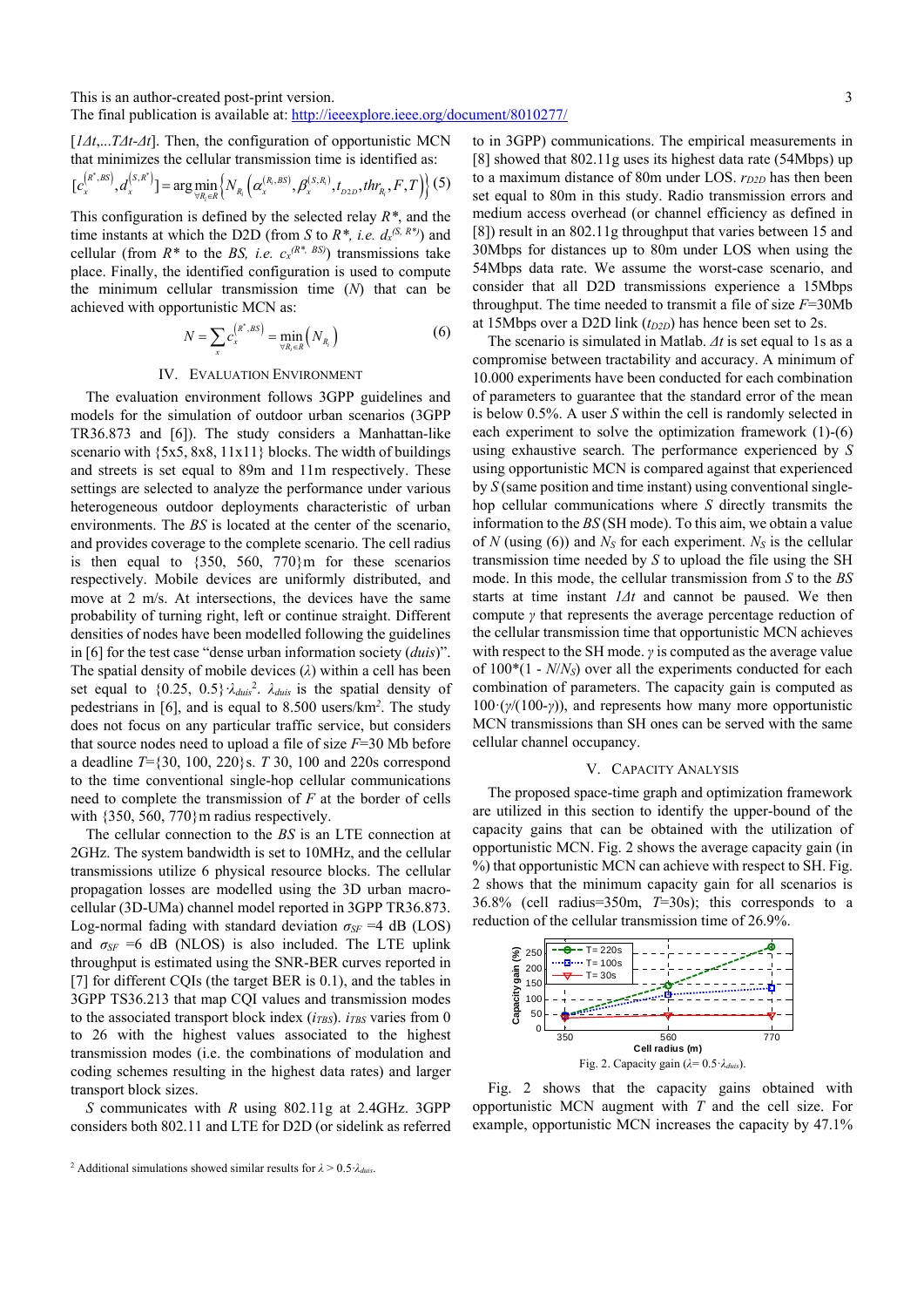This is an author-created post-print version.
The final publication is available at: http://ieeexplore.ieee.org/document/8010277/

$[1\Delta t,...T\Delta t-\Delta t]$. Then, the configuration of opportunistic MCN that minimizes the cellular transmission time is identified as:

$$[c_x^{(R^*,BS)}, d_x^{(S,R^*)}] = \arg\min_{\forall R_i \in R} \left\{ N_{R_i}\left(\alpha_x^{(R_i,BS)}, \beta_x^{(S,R_i)}, t_{D2D}, thr_{R_i}, F, T\right) \right\} \quad (5)$$

This configuration is defined by the selected relay $R^*$, and the time instants at which the D2D (from $S$ to $R^*$, *i.e.* $d_x^{(S,R^*)}$) and cellular (from $R^*$ to the $BS$, *i.e.* $c_x^{(R^*,BS)}$) transmissions take place. Finally, the identified configuration is used to compute the minimum cellular transmission time ($N$) that can be achieved with opportunistic MCN as:

$$N = \sum_x c_x^{(R^*,BS)} = \min_{\forall R_i \in R}\left(N_{R_i}\right) \quad (6)$$

## IV. Evaluation Environment

The evaluation environment follows 3GPP guidelines and models for the simulation of outdoor urban scenarios (3GPP TR36.873 and [6]). The study considers a Manhattan-like scenario with {5x5, 8x8, 11x11} blocks. The width of buildings and streets is set equal to 89m and 11m respectively. These settings are selected to analyze the performance under various heterogeneous outdoor deployments characteristic of urban environments. The $BS$ is located at the center of the scenario, and provides coverage to the complete scenario. The cell radius is then equal to {350, 560, 770}m for these scenarios respectively. Mobile devices are uniformly distributed, and move at 2 m/s. At intersections, the devices have the same probability of turning right, left or continue straight. Different densities of nodes have been modelled following the guidelines in [6] for the test case "dense urban information society (*duis*)". The spatial density of mobile devices ($\lambda$) within a cell has been set equal to $\{0.25, 0.5\}\cdot\lambda_{duis}$[2]. $\lambda_{duis}$ is the spatial density of pedestrians in [6], and is equal to 8.500 users/km$^2$. The study does not focus on any particular traffic service, but considers that source nodes need to upload a file of size $F$=30 Mb before a deadline $T$={30, 100, 220}s. $T$ 30, 100 and 220s correspond to the time conventional single-hop cellular communications need to complete the transmission of $F$ at the border of cells with {350, 560, 770}m radius respectively.

The cellular connection to the $BS$ is an LTE connection at 2GHz. The system bandwidth is set to 10MHz, and the cellular transmissions utilize 6 physical resource blocks. The cellular propagation losses are modelled using the 3D urban macro-cellular (3D-UMa) channel model reported in 3GPP TR36.873. Log-normal fading with standard deviation $\sigma_{SF}$ =4 dB (LOS) and $\sigma_{SF}$ =6 dB (NLOS) is also included. The LTE uplink throughput is estimated using the SNR-BER curves reported in [7] for different CQIs (the target BER is 0.1), and the tables in 3GPP TS36.213 that map CQI values and transmission modes to the associated transport block index ($i_{TBS}$). $i_{TBS}$ varies from 0 to 26 with the highest values associated to the highest transmission modes (i.e. the combinations of modulation and coding schemes resulting in the highest data rates) and larger transport block sizes.

$S$ communicates with $R$ using 802.11g at 2.4GHz. 3GPP considers both 802.11 and LTE for D2D (or sidelink as referred to in 3GPP) communications. The empirical measurements in [8] showed that 802.11g uses its highest data rate (54Mbps) up to a maximum distance of 80m under LOS. $r_{D2D}$ has then been set equal to 80m in this study. Radio transmission errors and medium access overhead (or channel efficiency as defined in [8]) result in an 802.11g throughput that varies between 15 and 30Mbps for distances up to 80m under LOS when using the 54Mbps data rate. We assume the worst-case scenario, and consider that all D2D transmissions experience a 15Mbps throughput. The time needed to transmit a file of size $F$=30Mb at 15Mbps over a D2D link ($t_{D2D}$) has hence been set to 2s.

The scenario is simulated in Matlab. $\Delta t$ is set equal to 1s as a compromise between tractability and accuracy. A minimum of 10.000 experiments have been conducted for each combination of parameters to guarantee that the standard error of the mean is below 0.5%. A user $S$ within the cell is randomly selected in each experiment to solve the optimization framework (1)-(6) using exhaustive search. The performance experienced by $S$ using opportunistic MCN is compared against that experienced by $S$ (same position and time instant) using conventional single-hop cellular communications where $S$ directly transmits the information to the $BS$ (SH mode). To this aim, we obtain a value of $N$ (using (6)) and $N_S$ for each experiment. $N_S$ is the cellular transmission time needed by $S$ to upload the file using the SH mode. In this mode, the cellular transmission from $S$ to the $BS$ starts at time instant $1\Delta t$ and cannot be paused. We then compute $\gamma$ that represents the average percentage reduction of the cellular transmission time that opportunistic MCN achieves with respect to the SH mode. $\gamma$ is computed as the average value of $100^*(1 - N/N_S)$ over all the experiments conducted for each combination of parameters. The capacity gain is computed as $100\cdot(\gamma/(100-\gamma))$, and represents how many more opportunistic MCN transmissions than SH ones can be served with the same cellular channel occupancy.

## V. Capacity Analysis

The proposed space-time graph and optimization framework are utilized in this section to identify the upper-bound of the capacity gains that can be obtained with the utilization of opportunistic MCN. Fig. 2 shows the average capacity gain (in %) that opportunistic MCN can achieve with respect to SH. Fig. 2 shows that the minimum capacity gain for all scenarios is 36.8% (cell radius=350m, $T$=30s); this corresponds to a reduction of the cellular transmission time of 26.9%.

Fig. 2. Capacity gain ($\lambda$= $0.5\cdot\lambda_{duis}$).

Fig. 2 shows that the capacity gains obtained with opportunistic MCN augment with $T$ and the cell size. For example, opportunistic MCN increases the capacity by 47.1%

[2] Additional simulations showed similar results for $\lambda > 0.5\cdot\lambda_{duis}$.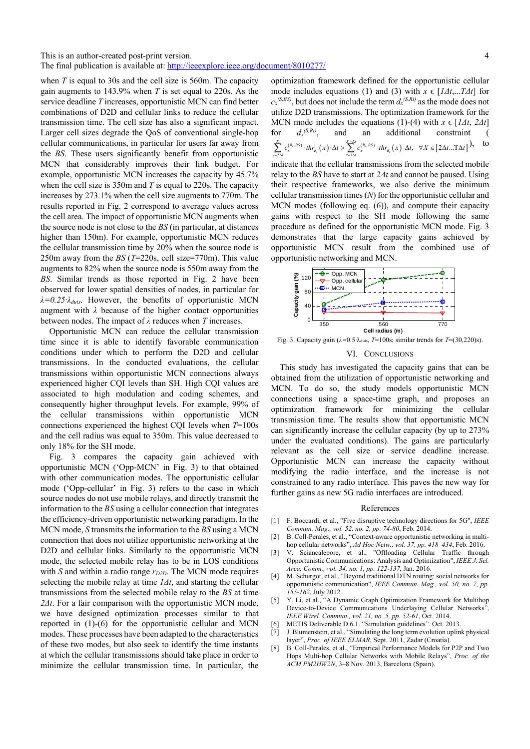This is an author-created post-print version.
The final publication is available at: http://ieeexplore.ieee.org/document/8010277/

when $T$ is equal to 30s and the cell size is 560m. The capacity gain augments to 143.9% when $T$ is set equal to 220s. As the service deadline $T$ increases, opportunistic MCN can find better combinations of D2D and cellular links to reduce the cellular transmission time. The cell size has also a significant impact. Larger cell sizes degrade the QoS of conventional single-hop cellular communications, in particular for users far away from the *BS*. These users significantly benefit from opportunistic MCN that considerably improves their link budget. For example, opportunistic MCN increases the capacity by 45.7% when the cell size is 350m and $T$ is equal to 220s. The capacity increases by 273.1% when the cell size augments to 770m. The results reported in Fig. 2 correspond to average values across the cell area. The impact of opportunistic MCN augments when the source node is not close to the *BS* (in particular, at distances higher than 150m). For example, opportunistic MCN reduces the cellular transmission time by 20% when the source node is 250m away from the *BS* ($T$=220s, cell size=770m). This value augments to 82% when the source node is 550m away from the *BS*. Similar trends as those reported in Fig. 2 have been observed for lower spatial densities of nodes, in particular for $\lambda=0.25\cdot\lambda_{duis}$. However, the benefits of opportunistic MCN augment with $\lambda$ because of the higher contact opportunities between nodes. The impact of $\lambda$ reduces when $T$ increases.

Opportunistic MCN can reduce the cellular transmission time since it is able to identify favorable communication conditions under which to perform the D2D and cellular transmissions. In the conducted evaluations, the cellular transmissions within opportunistic MCN connections always experienced higher CQI levels than SH. High CQI values are associated to high modulation and coding schemes, and consequently higher throughput levels. For example, 99% of the cellular transmissions within opportunistic MCN connections experienced the highest CQI levels when $T$=100s and the cell radius was equal to 350m. This value decreased to only 18% for the SH mode.

Fig. 3 compares the capacity gain achieved with opportunistic MCN ('Opp-MCN' in Fig. 3) to that obtained with other communication modes. The opportunistic cellular mode ('Opp-cellular' in Fig. 3) refers to the case in which source nodes do not use mobile relays, and directly transmit the information to the *BS* using a cellular connection that integrates the efficiency-driven opportunistic networking paradigm. In the MCN mode, *S* transmits the information to the *BS* using a MCN connection that does not utilize opportunistic networking at the D2D and cellular links. Similarly to the opportunistic MCN mode, the selected mobile relay has to be in LOS conditions with *S* and within a radio range $r_{D2D}$. The MCN mode requires selecting the mobile relay at time $1\Delta t$, and starting the cellular transmissions from the selected mobile relay to the *BS* at time $2\Delta t$. For a fair comparison with the opportunistic MCN mode, we have designed optimization processes similar to that reported in (1)-(6) for the opportunistic cellular and MCN modes. These processes have been adapted to the characteristics of these two modes, but also seek to identify the time instants at which the cellular transmissions should take place in order to minimize the cellular transmission time. In particular, the optimization framework defined for the opportunistic cellular mode includes equations (1) and (3) with $x \in [1\Delta t,...T\Delta t]$ for $c_x^{(S,BS)}$, but does not include the term $d_x^{(S,Ri)}$ as the mode does not utilize D2D transmissions. The optimization framework for the MCN mode includes the equations (1)-(4) with $x \in [1\Delta t, 2\Delta t]$ for $d_x^{(S,Ri)}$, and an additional constraint ($\sum_{x=2\Delta t}^{X} c_x^{(R_i,BS)} \cdot thr_{R_i}(x)\cdot\Delta t > \sum_{x=1\Delta t}^{X-\Delta t} c_x^{(R_i,BS)} \cdot thr_{R_i}(x)\cdot\Delta t,\ \ \forall X \in [2\Delta t...T\Delta t]$), to indicate that the cellular transmissions from the selected mobile relay to the *BS* have to start at $2\Delta t$ and cannot be paused. Using their respective frameworks, we also derive the minimum cellular transmission times ($N$) for the opportunistic cellular and MCN modes (following eq. (6)), and compute their capacity gains with respect to the SH mode following the same procedure as defined for the opportunistic MCN mode. Fig. 3 demonstrates that the large capacity gains achieved by opportunistic MCN result from the combined use of opportunistic networking and MCN.

Capacity gain (%)
120
80
40
0
350
560
770
Cell radius (m)
Opp. MCN
Opp. cellular
MCN

Fig. 3. Capacity gain ($\lambda=0.5\cdot\lambda_{duis}$, $T$=100s; similar trends for $T$=(30,220)s).

## VI. Conclusions

This study has investigated the capacity gains that can be obtained from the utilization of opportunistic networking and MCN. To do so, the study models opportunistic MCN connections using a space-time graph, and proposes an optimization framework for minimizing the cellular transmission time. The results show that opportunistic MCN can significantly increase the cellular capacity (by up to 273% under the evaluated conditions). The gains are particularly relevant as the cell size or service deadline increase. Opportunistic MCN can increase the capacity without modifying the radio interface, and the increase is not constrained to any radio interface. This paves the new way for further gains as new 5G radio interfaces are introduced.

## References

[1] F. Boccardi, et al., "Five disruptive technology directions for 5G", *IEEE Commun. Mag., vol. 52, no. 2, pp. 74-80*, Feb. 2014.

[2] B. Coll-Perales, et al., "Context-aware opportunistic networking in multi-hop cellular networks", *Ad Hoc Netw., vol. 37, pp. 418–434*, Feb. 2016.

[3] V. Sciancalepore, et al., "Offloading Cellular Traffic through Opportunistic Communications: Analysis and Optimization", *IEEE J. Sel. Area. Comm., vol. 34, no. 1, pp. 122-137*, Jan. 2016.

[4] M. Schurgot, et al., "Beyond traditional DTN routing: social networks for opportunistic communication", *IEEE Commun. Mag., vol. 50, no. 7, pp. 155-162*, July 2012.

[5] Y. Li, et al., "A Dynamic Graph Optimization Framework for Multihop Device-to-Device Communications Underlaying Cellular Networks", *IEEE Wirel. Commun., vol. 21, no. 5, pp. 52-61*, Oct. 2014.

[6] METIS Deliverable D.6.1. "Simulation guidelines". Oct. 2013.

[7] J. Blumenstein, et al., "Simulating the long term evolution uplink physical layer", *Proc. of IEEE ELMAR*, Sept. 2011, Zadar (Croatia).

[8] B. Coll-Perales, et al., "Empirical Performance Models for P2P and Two Hops Multi-hop Cellular Networks with Mobile Relays", *Proc. of the ACM PM2HW2N*, 3–8 Nov. 2013, Barcelona (Spain).